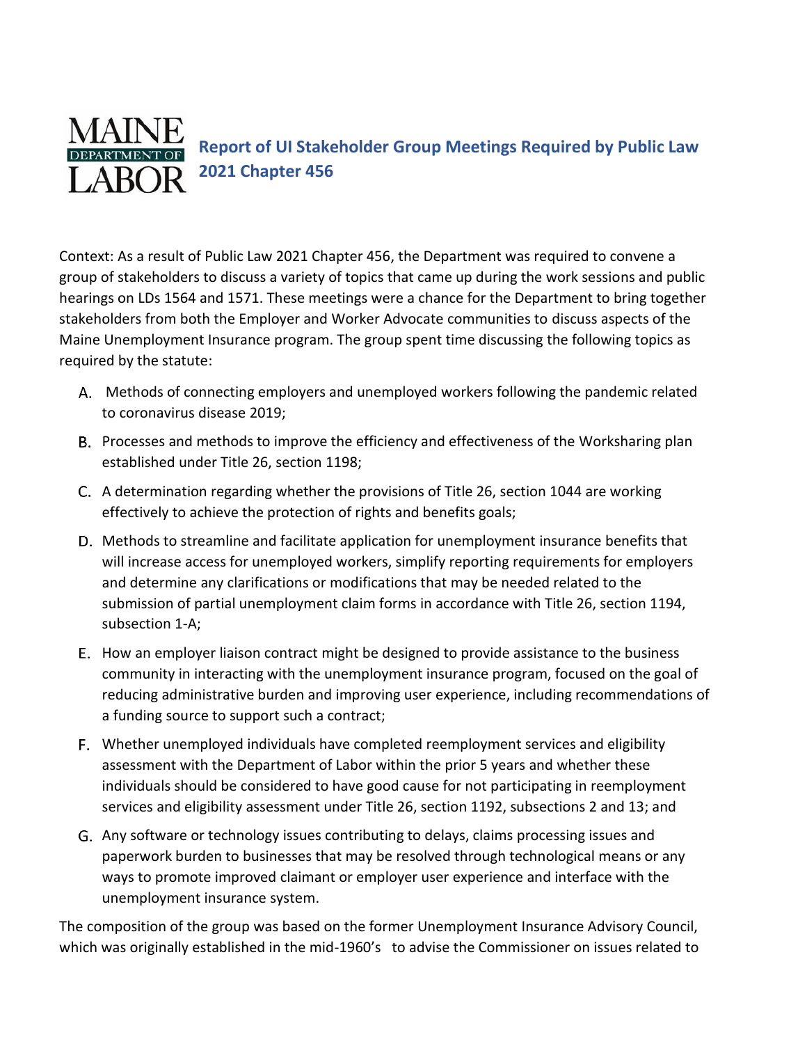MAINE DEPARTMENT OF LABOR

# Report of UI Stakeholder Group Meetings Required by Public Law 2021 Chapter 456

Context: As a result of Public Law 2021 Chapter 456, the Department was required to convene a group of stakeholders to discuss a variety of topics that came up during the work sessions and public hearings on LDs 1564 and 1571. These meetings were a chance for the Department to bring together stakeholders from both the Employer and Worker Advocate communities to discuss aspects of the Maine Unemployment Insurance program. The group spent time discussing the following topics as required by the statute:

A. Methods of connecting employers and unemployed workers following the pandemic related to coronavirus disease 2019;

B. Processes and methods to improve the efficiency and effectiveness of the Worksharing plan established under Title 26, section 1198;

C. A determination regarding whether the provisions of Title 26, section 1044 are working effectively to achieve the protection of rights and benefits goals;

D. Methods to streamline and facilitate application for unemployment insurance benefits that will increase access for unemployed workers, simplify reporting requirements for employers and determine any clarifications or modifications that may be needed related to the submission of partial unemployment claim forms in accordance with Title 26, section 1194, subsection 1-A;

E. How an employer liaison contract might be designed to provide assistance to the business community in interacting with the unemployment insurance program, focused on the goal of reducing administrative burden and improving user experience, including recommendations of a funding source to support such a contract;

F. Whether unemployed individuals have completed reemployment services and eligibility assessment with the Department of Labor within the prior 5 years and whether these individuals should be considered to have good cause for not participating in reemployment services and eligibility assessment under Title 26, section 1192, subsections 2 and 13; and

G. Any software or technology issues contributing to delays, claims processing issues and paperwork burden to businesses that may be resolved through technological means or any ways to promote improved claimant or employer user experience and interface with the unemployment insurance system.

The composition of the group was based on the former Unemployment Insurance Advisory Council, which was originally established in the mid-1960's to advise the Commissioner on issues related to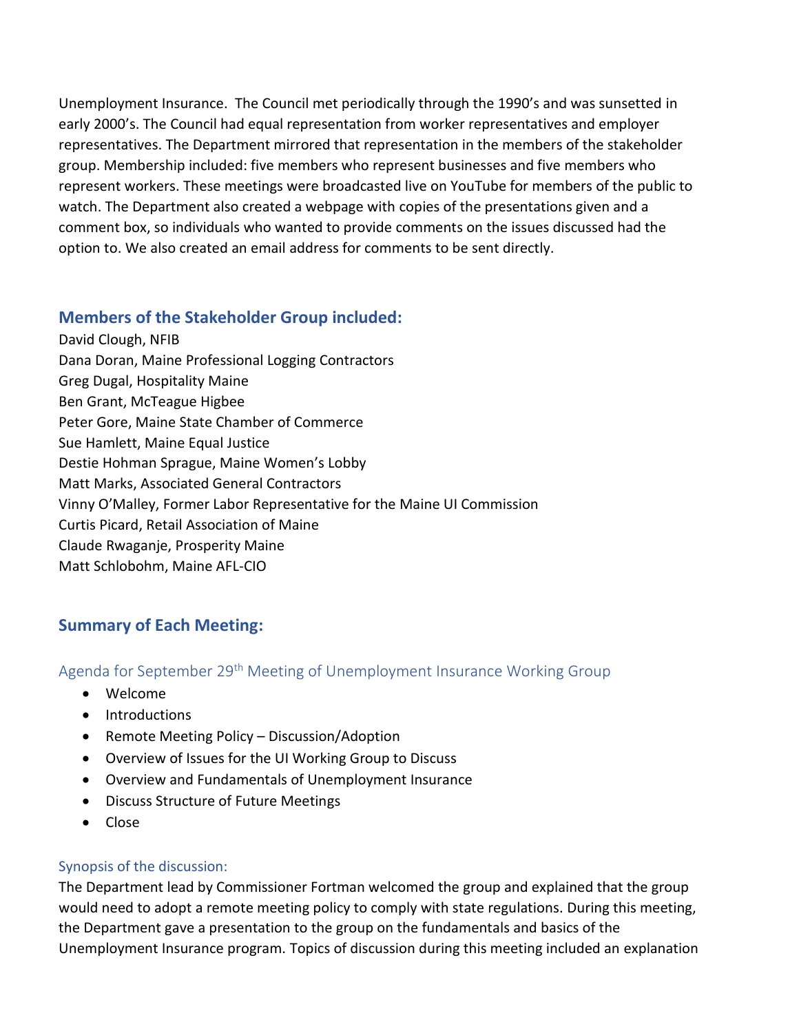Unemployment Insurance. The Council met periodically through the 1990's and was sunsetted in early 2000's. The Council had equal representation from worker representatives and employer representatives. The Department mirrored that representation in the members of the stakeholder group. Membership included: five members who represent businesses and five members who represent workers. These meetings were broadcasted live on YouTube for members of the public to watch. The Department also created a webpage with copies of the presentations given and a comment box, so individuals who wanted to provide comments on the issues discussed had the option to. We also created an email address for comments to be sent directly.

## Members of the Stakeholder Group included:

David Clough, NFIB
Dana Doran, Maine Professional Logging Contractors
Greg Dugal, Hospitality Maine
Ben Grant, McTeague Higbee
Peter Gore, Maine State Chamber of Commerce
Sue Hamlett, Maine Equal Justice
Destie Hohman Sprague, Maine Women's Lobby
Matt Marks, Associated General Contractors
Vinny O'Malley, Former Labor Representative for the Maine UI Commission
Curtis Picard, Retail Association of Maine
Claude Rwaganje, Prosperity Maine
Matt Schlobohm, Maine AFL-CIO

## Summary of Each Meeting:

### Agenda for September 29th Meeting of Unemployment Insurance Working Group

- Welcome
- Introductions
- Remote Meeting Policy – Discussion/Adoption
- Overview of Issues for the UI Working Group to Discuss
- Overview and Fundamentals of Unemployment Insurance
- Discuss Structure of Future Meetings
- Close

#### Synopsis of the discussion:

The Department lead by Commissioner Fortman welcomed the group and explained that the group would need to adopt a remote meeting policy to comply with state regulations. During this meeting, the Department gave a presentation to the group on the fundamentals and basics of the Unemployment Insurance program. Topics of discussion during this meeting included an explanation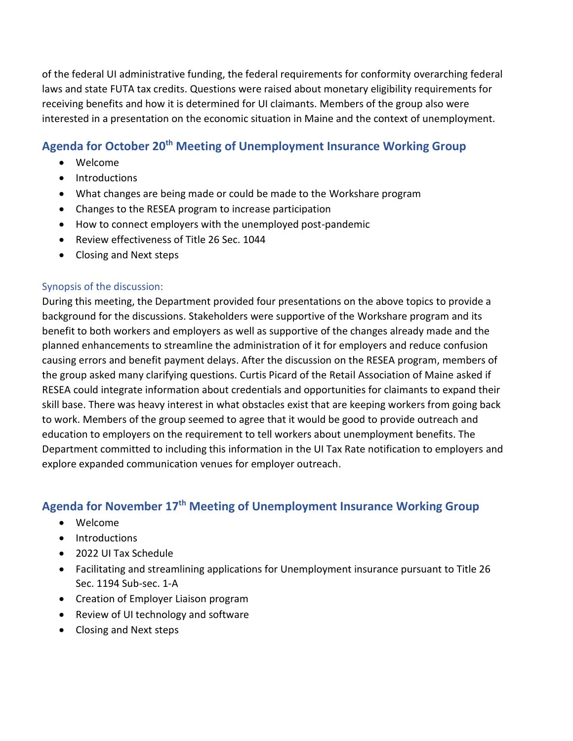of the federal UI administrative funding, the federal requirements for conformity overarching federal laws and state FUTA tax credits. Questions were raised about monetary eligibility requirements for receiving benefits and how it is determined for UI claimants. Members of the group also were interested in a presentation on the economic situation in Maine and the context of unemployment.

## Agenda for October 20th Meeting of Unemployment Insurance Working Group

- Welcome
- Introductions
- What changes are being made or could be made to the Workshare program
- Changes to the RESEA program to increase participation
- How to connect employers with the unemployed post-pandemic
- Review effectiveness of Title 26 Sec. 1044
- Closing and Next steps

### Synopsis of the discussion:

During this meeting, the Department provided four presentations on the above topics to provide a background for the discussions. Stakeholders were supportive of the Workshare program and its benefit to both workers and employers as well as supportive of the changes already made and the planned enhancements to streamline the administration of it for employers and reduce confusion causing errors and benefit payment delays. After the discussion on the RESEA program, members of the group asked many clarifying questions. Curtis Picard of the Retail Association of Maine asked if RESEA could integrate information about credentials and opportunities for claimants to expand their skill base. There was heavy interest in what obstacles exist that are keeping workers from going back to work. Members of the group seemed to agree that it would be good to provide outreach and education to employers on the requirement to tell workers about unemployment benefits. The Department committed to including this information in the UI Tax Rate notification to employers and explore expanded communication venues for employer outreach.

## Agenda for November 17th Meeting of Unemployment Insurance Working Group

- Welcome
- Introductions
- 2022 UI Tax Schedule
- Facilitating and streamlining applications for Unemployment insurance pursuant to Title 26 Sec. 1194 Sub-sec. 1-A
- Creation of Employer Liaison program
- Review of UI technology and software
- Closing and Next steps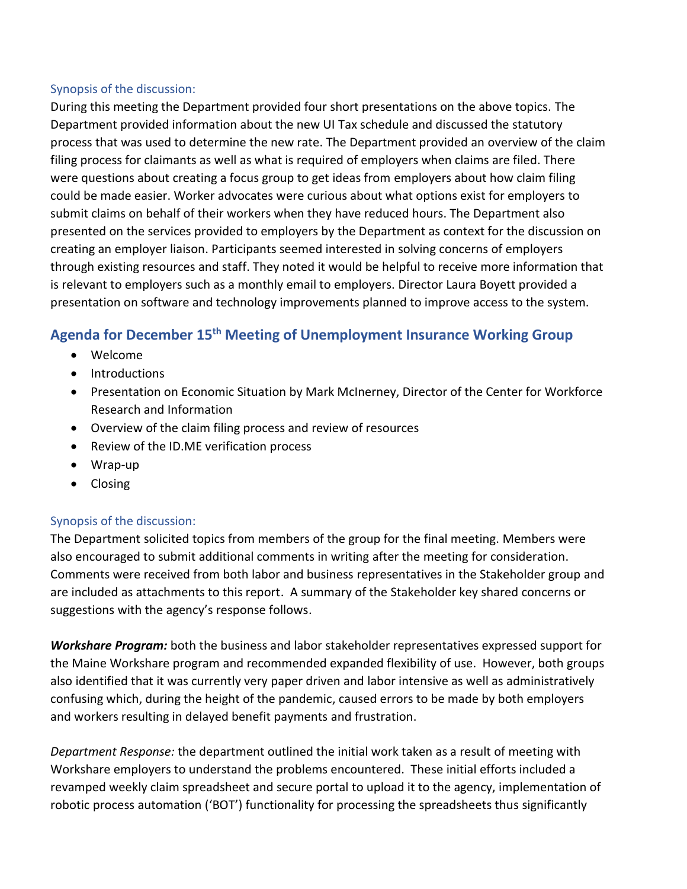### Synopsis of the discussion:

During this meeting the Department provided four short presentations on the above topics. The Department provided information about the new UI Tax schedule and discussed the statutory process that was used to determine the new rate. The Department provided an overview of the claim filing process for claimants as well as what is required of employers when claims are filed. There were questions about creating a focus group to get ideas from employers about how claim filing could be made easier. Worker advocates were curious about what options exist for employers to submit claims on behalf of their workers when they have reduced hours. The Department also presented on the services provided to employers by the Department as context for the discussion on creating an employer liaison. Participants seemed interested in solving concerns of employers through existing resources and staff. They noted it would be helpful to receive more information that is relevant to employers such as a monthly email to employers. Director Laura Boyett provided a presentation on software and technology improvements planned to improve access to the system.

## Agenda for December 15th Meeting of Unemployment Insurance Working Group

- Welcome
- Introductions
- Presentation on Economic Situation by Mark McInerney, Director of the Center for Workforce Research and Information
- Overview of the claim filing process and review of resources
- Review of the ID.ME verification process
- Wrap-up
- Closing

### Synopsis of the discussion:

The Department solicited topics from members of the group for the final meeting. Members were also encouraged to submit additional comments in writing after the meeting for consideration. Comments were received from both labor and business representatives in the Stakeholder group and are included as attachments to this report. A summary of the Stakeholder key shared concerns or suggestions with the agency's response follows.

***Workshare Program:*** both the business and labor stakeholder representatives expressed support for the Maine Workshare program and recommended expanded flexibility of use. However, both groups also identified that it was currently very paper driven and labor intensive as well as administratively confusing which, during the height of the pandemic, caused errors to be made by both employers and workers resulting in delayed benefit payments and frustration.

*Department Response:* the department outlined the initial work taken as a result of meeting with Workshare employers to understand the problems encountered. These initial efforts included a revamped weekly claim spreadsheet and secure portal to upload it to the agency, implementation of robotic process automation ('BOT') functionality for processing the spreadsheets thus significantly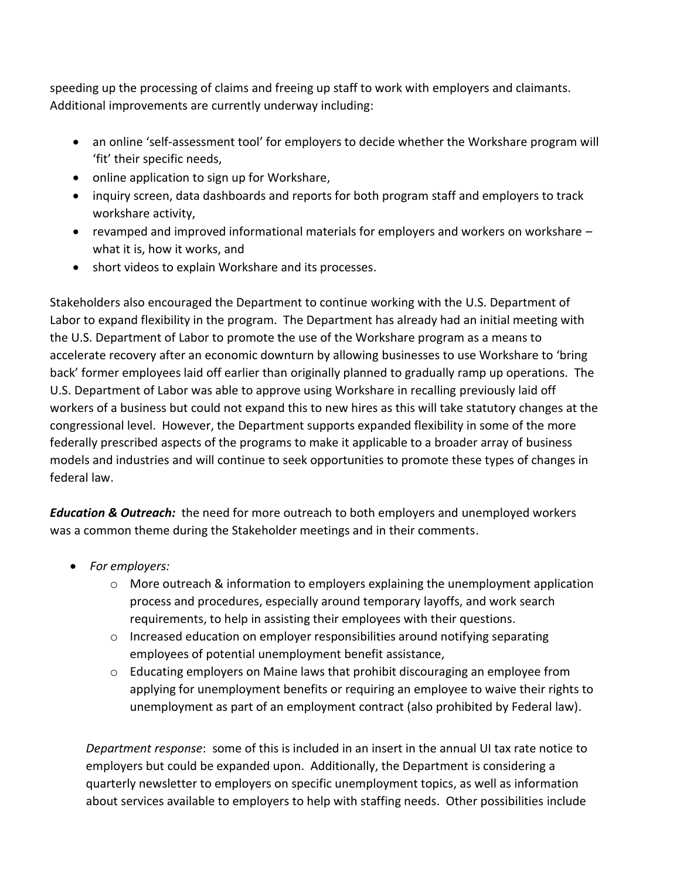speeding up the processing of claims and freeing up staff to work with employers and claimants. Additional improvements are currently underway including:

- an online 'self-assessment tool' for employers to decide whether the Workshare program will 'fit' their specific needs,
- online application to sign up for Workshare,
- inquiry screen, data dashboards and reports for both program staff and employers to track workshare activity,
- revamped and improved informational materials for employers and workers on workshare – what it is, how it works, and
- short videos to explain Workshare and its processes.

Stakeholders also encouraged the Department to continue working with the U.S. Department of Labor to expand flexibility in the program. The Department has already had an initial meeting with the U.S. Department of Labor to promote the use of the Workshare program as a means to accelerate recovery after an economic downturn by allowing businesses to use Workshare to 'bring back' former employees laid off earlier than originally planned to gradually ramp up operations. The U.S. Department of Labor was able to approve using Workshare in recalling previously laid off workers of a business but could not expand this to new hires as this will take statutory changes at the congressional level. However, the Department supports expanded flexibility in some of the more federally prescribed aspects of the programs to make it applicable to a broader array of business models and industries and will continue to seek opportunities to promote these types of changes in federal law.

***Education & Outreach:*** the need for more outreach to both employers and unemployed workers was a common theme during the Stakeholder meetings and in their comments.

- *For employers:*
  - More outreach & information to employers explaining the unemployment application process and procedures, especially around temporary layoffs, and work search requirements, to help in assisting their employees with their questions.
  - Increased education on employer responsibilities around notifying separating employees of potential unemployment benefit assistance,
  - Educating employers on Maine laws that prohibit discouraging an employee from applying for unemployment benefits or requiring an employee to waive their rights to unemployment as part of an employment contract (also prohibited by Federal law).

  *Department response*: some of this is included in an insert in the annual UI tax rate notice to employers but could be expanded upon. Additionally, the Department is considering a quarterly newsletter to employers on specific unemployment topics, as well as information about services available to employers to help with staffing needs. Other possibilities include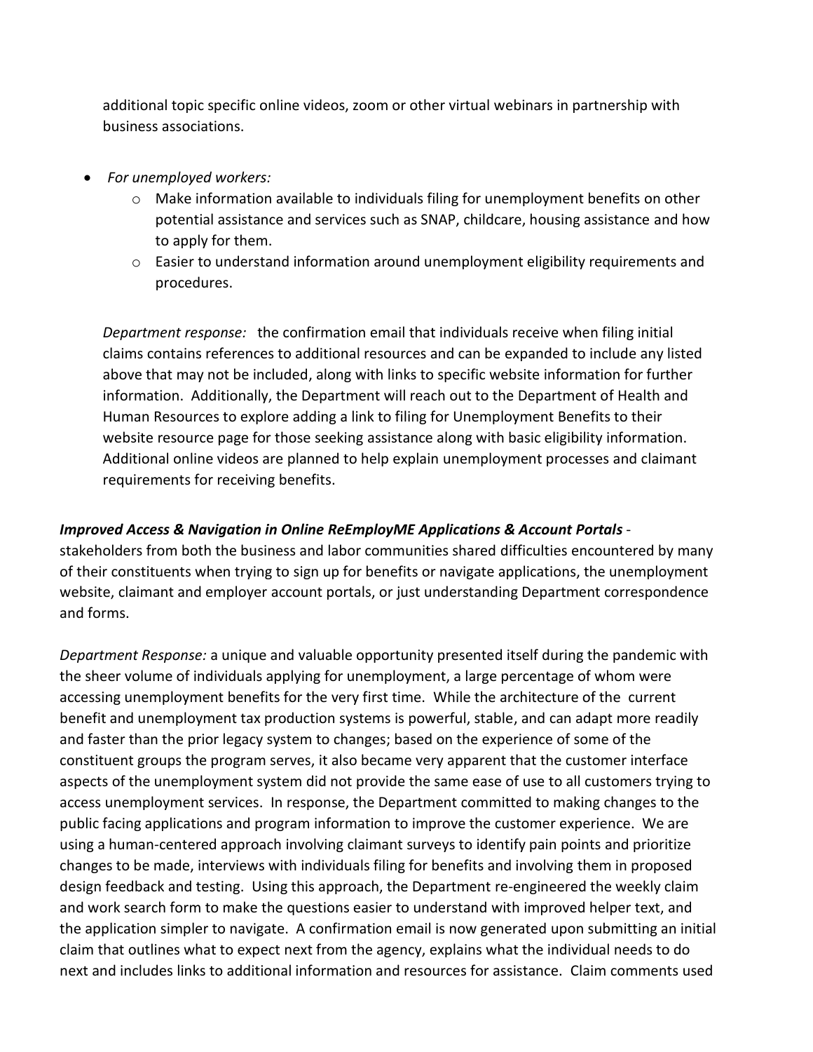additional topic specific online videos, zoom or other virtual webinars in partnership with business associations.

- *For unemployed workers:*
  - Make information available to individuals filing for unemployment benefits on other potential assistance and services such as SNAP, childcare, housing assistance and how to apply for them.
  - Easier to understand information around unemployment eligibility requirements and procedures.

*Department response:* the confirmation email that individuals receive when filing initial claims contains references to additional resources and can be expanded to include any listed above that may not be included, along with links to specific website information for further information. Additionally, the Department will reach out to the Department of Health and Human Resources to explore adding a link to filing for Unemployment Benefits to their website resource page for those seeking assistance along with basic eligibility information. Additional online videos are planned to help explain unemployment processes and claimant requirements for receiving benefits.

***Improved Access & Navigation in Online ReEmployME Applications & Account Portals*** - stakeholders from both the business and labor communities shared difficulties encountered by many of their constituents when trying to sign up for benefits or navigate applications, the unemployment website, claimant and employer account portals, or just understanding Department correspondence and forms.

*Department Response:* a unique and valuable opportunity presented itself during the pandemic with the sheer volume of individuals applying for unemployment, a large percentage of whom were accessing unemployment benefits for the very first time. While the architecture of the current benefit and unemployment tax production systems is powerful, stable, and can adapt more readily and faster than the prior legacy system to changes; based on the experience of some of the constituent groups the program serves, it also became very apparent that the customer interface aspects of the unemployment system did not provide the same ease of use to all customers trying to access unemployment services. In response, the Department committed to making changes to the public facing applications and program information to improve the customer experience. We are using a human-centered approach involving claimant surveys to identify pain points and prioritize changes to be made, interviews with individuals filing for benefits and involving them in proposed design feedback and testing. Using this approach, the Department re-engineered the weekly claim and work search form to make the questions easier to understand with improved helper text, and the application simpler to navigate. A confirmation email is now generated upon submitting an initial claim that outlines what to expect next from the agency, explains what the individual needs to do next and includes links to additional information and resources for assistance. Claim comments used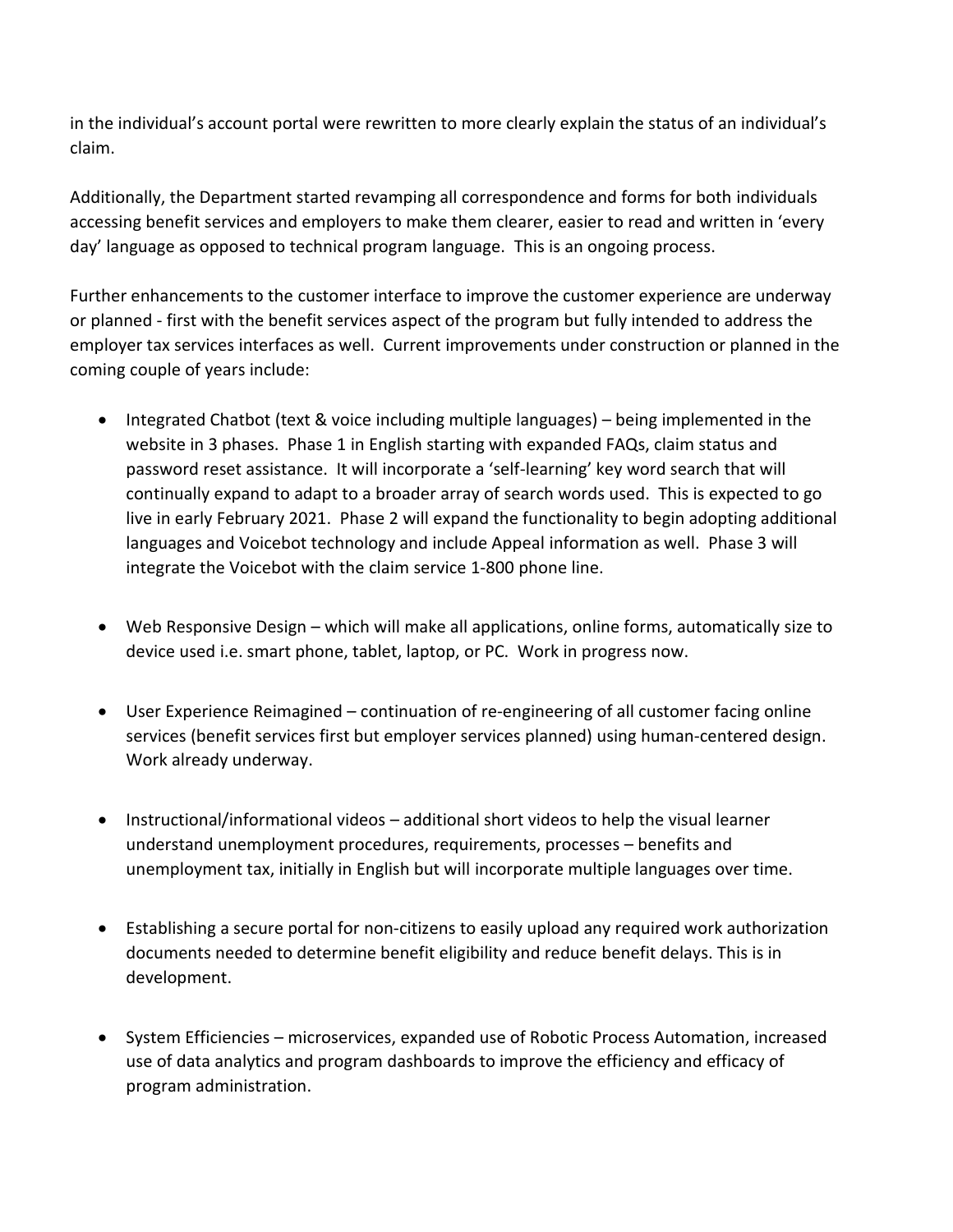in the individual's account portal were rewritten to more clearly explain the status of an individual's claim.

Additionally, the Department started revamping all correspondence and forms for both individuals accessing benefit services and employers to make them clearer, easier to read and written in 'every day' language as opposed to technical program language. This is an ongoing process.

Further enhancements to the customer interface to improve the customer experience are underway or planned - first with the benefit services aspect of the program but fully intended to address the employer tax services interfaces as well. Current improvements under construction or planned in the coming couple of years include:

- Integrated Chatbot (text & voice including multiple languages) – being implemented in the website in 3 phases. Phase 1 in English starting with expanded FAQs, claim status and password reset assistance. It will incorporate a 'self-learning' key word search that will continually expand to adapt to a broader array of search words used. This is expected to go live in early February 2021. Phase 2 will expand the functionality to begin adopting additional languages and Voicebot technology and include Appeal information as well. Phase 3 will integrate the Voicebot with the claim service 1-800 phone line.

- Web Responsive Design – which will make all applications, online forms, automatically size to device used i.e. smart phone, tablet, laptop, or PC. Work in progress now.

- User Experience Reimagined – continuation of re-engineering of all customer facing online services (benefit services first but employer services planned) using human-centered design. Work already underway.

- Instructional/informational videos – additional short videos to help the visual learner understand unemployment procedures, requirements, processes – benefits and unemployment tax, initially in English but will incorporate multiple languages over time.

- Establishing a secure portal for non-citizens to easily upload any required work authorization documents needed to determine benefit eligibility and reduce benefit delays. This is in development.

- System Efficiencies – microservices, expanded use of Robotic Process Automation, increased use of data analytics and program dashboards to improve the efficiency and efficacy of program administration.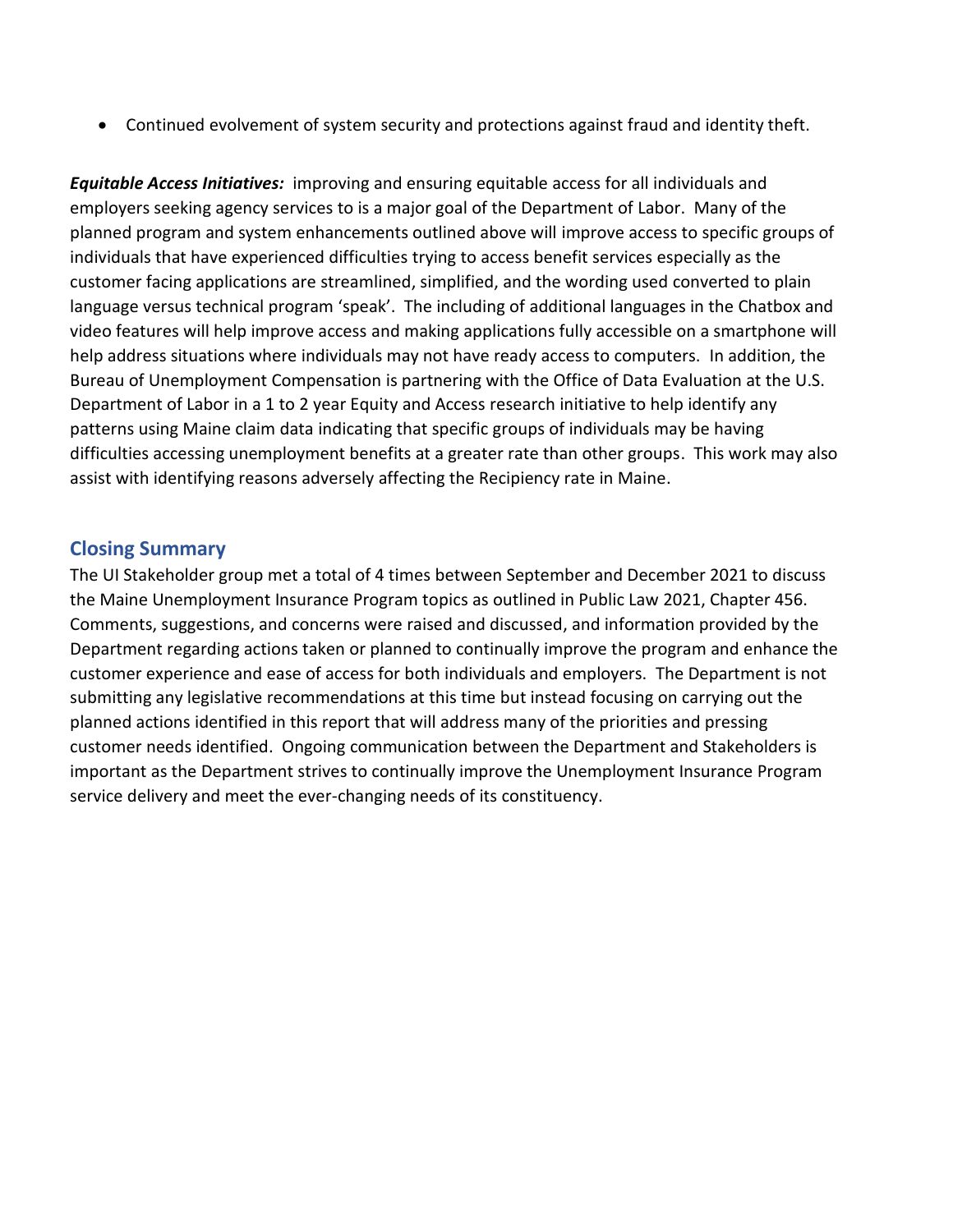- Continued evolvement of system security and protections against fraud and identity theft.

***Equitable Access Initiatives:*** improving and ensuring equitable access for all individuals and employers seeking agency services to is a major goal of the Department of Labor. Many of the planned program and system enhancements outlined above will improve access to specific groups of individuals that have experienced difficulties trying to access benefit services especially as the customer facing applications are streamlined, simplified, and the wording used converted to plain language versus technical program 'speak'. The including of additional languages in the Chatbox and video features will help improve access and making applications fully accessible on a smartphone will help address situations where individuals may not have ready access to computers. In addition, the Bureau of Unemployment Compensation is partnering with the Office of Data Evaluation at the U.S. Department of Labor in a 1 to 2 year Equity and Access research initiative to help identify any patterns using Maine claim data indicating that specific groups of individuals may be having difficulties accessing unemployment benefits at a greater rate than other groups. This work may also assist with identifying reasons adversely affecting the Recipiency rate in Maine.

## Closing Summary

The UI Stakeholder group met a total of 4 times between September and December 2021 to discuss the Maine Unemployment Insurance Program topics as outlined in Public Law 2021, Chapter 456. Comments, suggestions, and concerns were raised and discussed, and information provided by the Department regarding actions taken or planned to continually improve the program and enhance the customer experience and ease of access for both individuals and employers. The Department is not submitting any legislative recommendations at this time but instead focusing on carrying out the planned actions identified in this report that will address many of the priorities and pressing customer needs identified. Ongoing communication between the Department and Stakeholders is important as the Department strives to continually improve the Unemployment Insurance Program service delivery and meet the ever-changing needs of its constituency.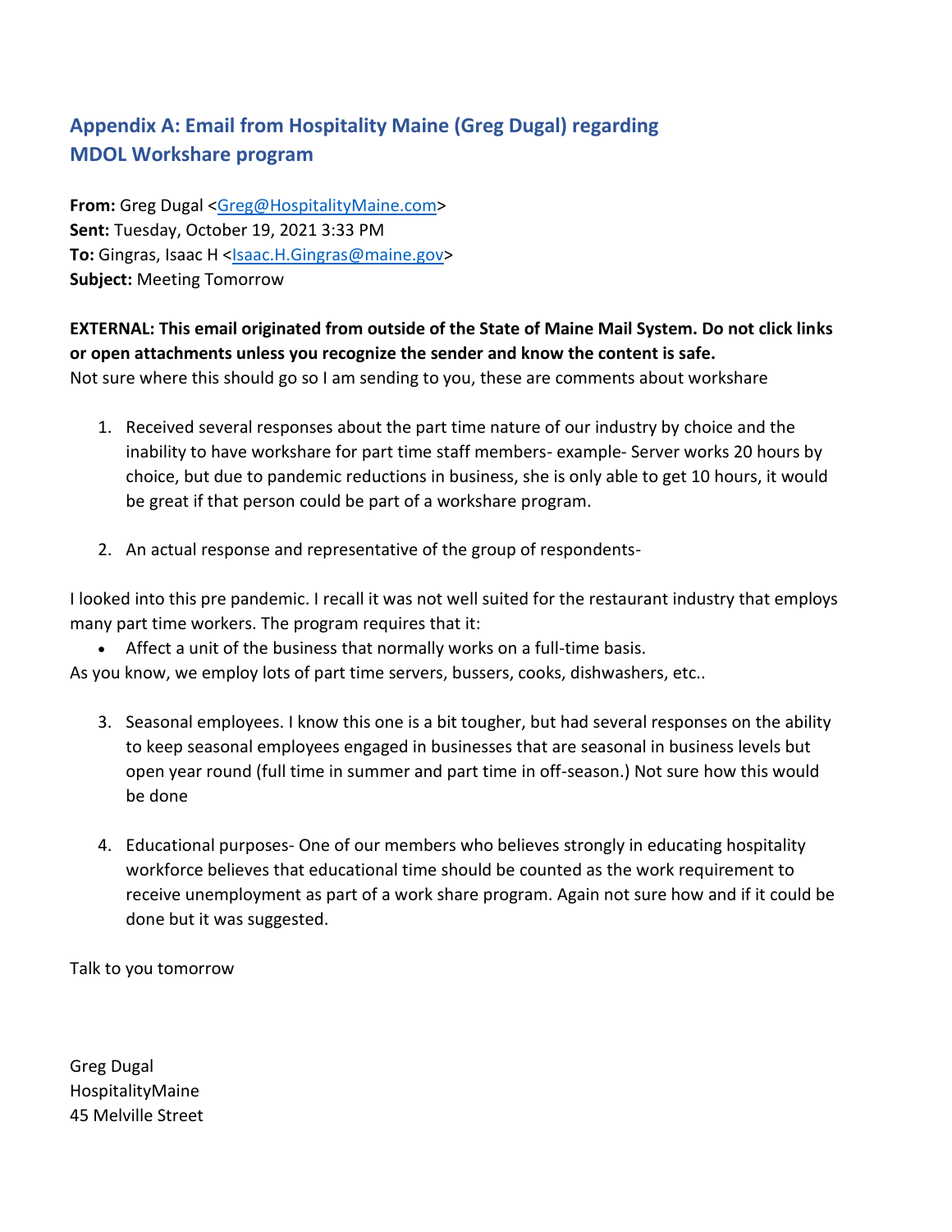## Appendix A: Email from Hospitality Maine (Greg Dugal) regarding MDOL Workshare program

**From:** Greg Dugal <Greg@HospitalityMaine.com>
**Sent:** Tuesday, October 19, 2021 3:33 PM
**To:** Gingras, Isaac H <Isaac.H.Gingras@maine.gov>
**Subject:** Meeting Tomorrow

**EXTERNAL: This email originated from outside of the State of Maine Mail System. Do not click links or open attachments unless you recognize the sender and know the content is safe.**
Not sure where this should go so I am sending to you, these are comments about workshare

1. Received several responses about the part time nature of our industry by choice and the inability to have workshare for part time staff members- example- Server works 20 hours by choice, but due to pandemic reductions in business, she is only able to get 10 hours, it would be great if that person could be part of a workshare program.

2. An actual response and representative of the group of respondents-

I looked into this pre pandemic. I recall it was not well suited for the restaurant industry that employs many part time workers. The program requires that it:

- Affect a unit of the business that normally works on a full-time basis.

As you know, we employ lots of part time servers, bussers, cooks, dishwashers, etc..

3. Seasonal employees. I know this one is a bit tougher, but had several responses on the ability to keep seasonal employees engaged in businesses that are seasonal in business levels but open year round (full time in summer and part time in off-season.) Not sure how this would be done

4. Educational purposes- One of our members who believes strongly in educating hospitality workforce believes that educational time should be counted as the work requirement to receive unemployment as part of a work share program. Again not sure how and if it could be done but it was suggested.

Talk to you tomorrow

Greg Dugal
HospitalityMaine
45 Melville Street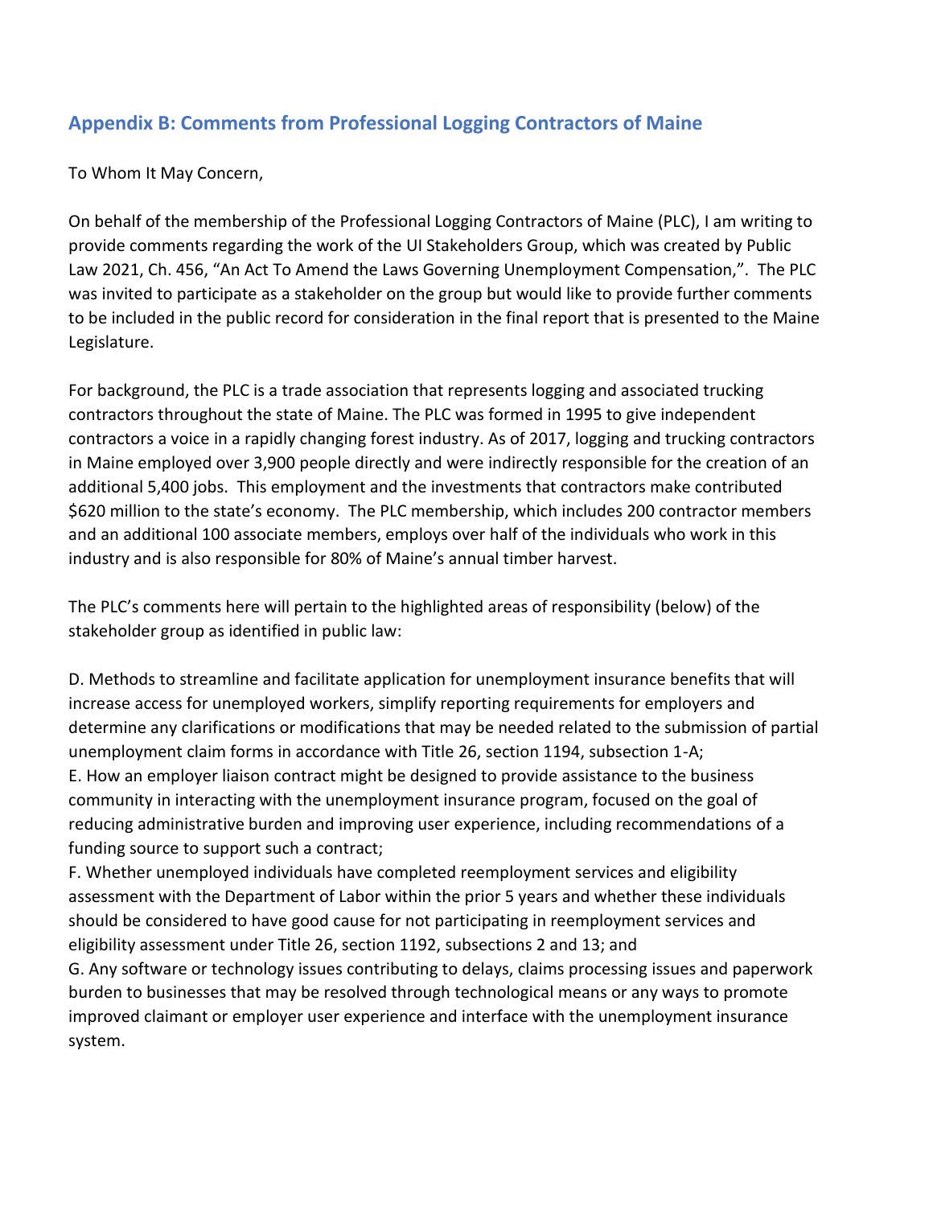## Appendix B: Comments from Professional Logging Contractors of Maine

To Whom It May Concern,

On behalf of the membership of the Professional Logging Contractors of Maine (PLC), I am writing to provide comments regarding the work of the UI Stakeholders Group, which was created by Public Law 2021, Ch. 456, "An Act To Amend the Laws Governing Unemployment Compensation,". The PLC was invited to participate as a stakeholder on the group but would like to provide further comments to be included in the public record for consideration in the final report that is presented to the Maine Legislature.

For background, the PLC is a trade association that represents logging and associated trucking contractors throughout the state of Maine. The PLC was formed in 1995 to give independent contractors a voice in a rapidly changing forest industry. As of 2017, logging and trucking contractors in Maine employed over 3,900 people directly and were indirectly responsible for the creation of an additional 5,400 jobs. This employment and the investments that contractors make contributed $620 million to the state's economy. The PLC membership, which includes 200 contractor members and an additional 100 associate members, employs over half of the individuals who work in this industry and is also responsible for 80% of Maine's annual timber harvest.

The PLC's comments here will pertain to the highlighted areas of responsibility (below) of the stakeholder group as identified in public law:

D. Methods to streamline and facilitate application for unemployment insurance benefits that will increase access for unemployed workers, simplify reporting requirements for employers and determine any clarifications or modifications that may be needed related to the submission of partial unemployment claim forms in accordance with Title 26, section 1194, subsection 1-A;
E. How an employer liaison contract might be designed to provide assistance to the business community in interacting with the unemployment insurance program, focused on the goal of reducing administrative burden and improving user experience, including recommendations of a funding source to support such a contract;
F. Whether unemployed individuals have completed reemployment services and eligibility assessment with the Department of Labor within the prior 5 years and whether these individuals should be considered to have good cause for not participating in reemployment services and eligibility assessment under Title 26, section 1192, subsections 2 and 13; and
G. Any software or technology issues contributing to delays, claims processing issues and paperwork burden to businesses that may be resolved through technological means or any ways to promote improved claimant or employer user experience and interface with the unemployment insurance system.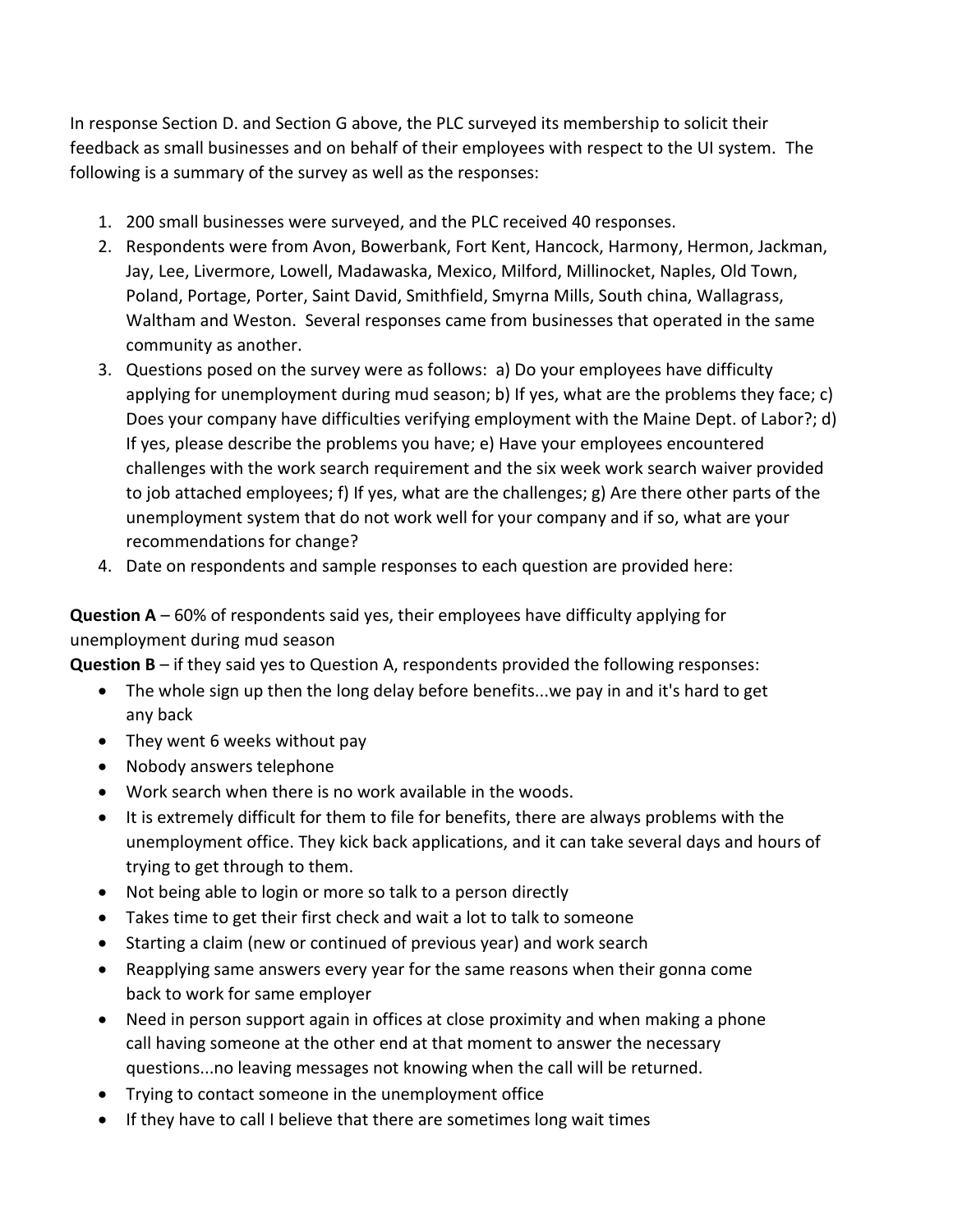In response Section D. and Section G above, the PLC surveyed its membership to solicit their feedback as small businesses and on behalf of their employees with respect to the UI system. The following is a summary of the survey as well as the responses:

1. 200 small businesses were surveyed, and the PLC received 40 responses.
2. Respondents were from Avon, Bowerbank, Fort Kent, Hancock, Harmony, Hermon, Jackman, Jay, Lee, Livermore, Lowell, Madawaska, Mexico, Milford, Millinocket, Naples, Old Town, Poland, Portage, Porter, Saint David, Smithfield, Smyrna Mills, South china, Wallagrass, Waltham and Weston. Several responses came from businesses that operated in the same community as another.
3. Questions posed on the survey were as follows: a) Do your employees have difficulty applying for unemployment during mud season; b) If yes, what are the problems they face; c) Does your company have difficulties verifying employment with the Maine Dept. of Labor?; d) If yes, please describe the problems you have; e) Have your employees encountered challenges with the work search requirement and the six week work search waiver provided to job attached employees; f) If yes, what are the challenges; g) Are there other parts of the unemployment system that do not work well for your company and if so, what are your recommendations for change?
4. Date on respondents and sample responses to each question are provided here:

**Question A** – 60% of respondents said yes, their employees have difficulty applying for unemployment during mud season

**Question B** – if they said yes to Question A, respondents provided the following responses:

- The whole sign up then the long delay before benefits...we pay in and it's hard to get any back
- They went 6 weeks without pay
- Nobody answers telephone
- Work search when there is no work available in the woods.
- It is extremely difficult for them to file for benefits, there are always problems with the unemployment office. They kick back applications, and it can take several days and hours of trying to get through to them.
- Not being able to login or more so talk to a person directly
- Takes time to get their first check and wait a lot to talk to someone
- Starting a claim (new or continued of previous year) and work search
- Reapplying same answers every year for the same reasons when their gonna come back to work for same employer
- Need in person support again in offices at close proximity and when making a phone call having someone at the other end at that moment to answer the necessary questions...no leaving messages not knowing when the call will be returned.
- Trying to contact someone in the unemployment office
- If they have to call I believe that there are sometimes long wait times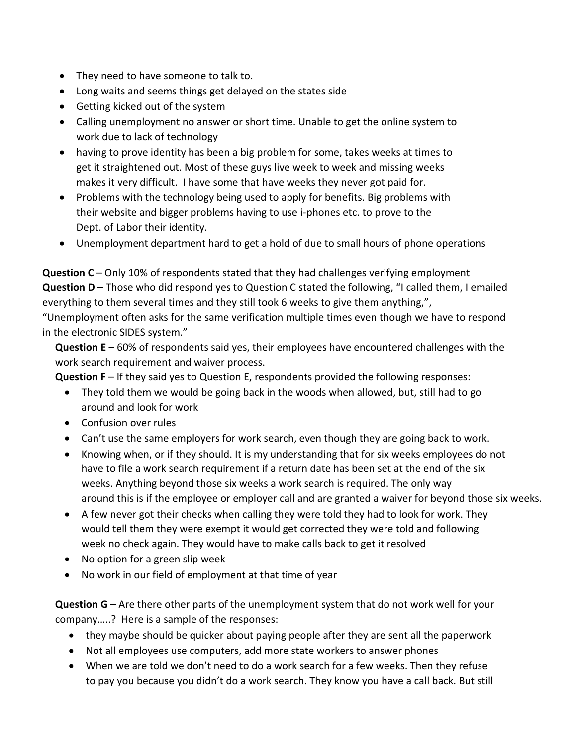- They need to have someone to talk to.
- Long waits and seems things get delayed on the states side
- Getting kicked out of the system
- Calling unemployment no answer or short time. Unable to get the online system to work due to lack of technology
- having to prove identity has been a big problem for some, takes weeks at times to get it straightened out. Most of these guys live week to week and missing weeks makes it very difficult. I have some that have weeks they never got paid for.
- Problems with the technology being used to apply for benefits. Big problems with their website and bigger problems having to use i-phones etc. to prove to the Dept. of Labor their identity.
- Unemployment department hard to get a hold of due to small hours of phone operations

**Question C** – Only 10% of respondents stated that they had challenges verifying employment
**Question D** – Those who did respond yes to Question C stated the following, "I called them, I emailed everything to them several times and they still took 6 weeks to give them anything,", "Unemployment often asks for the same verification multiple times even though we have to respond in the electronic SIDES system."

**Question E** – 60% of respondents said yes, their employees have encountered challenges with the work search requirement and waiver process.

**Question F** – If they said yes to Question E, respondents provided the following responses:

- They told them we would be going back in the woods when allowed, but, still had to go around and look for work
- Confusion over rules
- Can't use the same employers for work search, even though they are going back to work.
- Knowing when, or if they should. It is my understanding that for six weeks employees do not have to file a work search requirement if a return date has been set at the end of the six weeks. Anything beyond those six weeks a work search is required. The only way around this is if the employee or employer call and are granted a waiver for beyond those six weeks.
- A few never got their checks when calling they were told they had to look for work. They would tell them they were exempt it would get corrected they were told and following week no check again. They would have to make calls back to get it resolved
- No option for a green slip week
- No work in our field of employment at that time of year

**Question G –** Are there other parts of the unemployment system that do not work well for your company…..? Here is a sample of the responses:

- they maybe should be quicker about paying people after they are sent all the paperwork
- Not all employees use computers, add more state workers to answer phones
- When we are told we don't need to do a work search for a few weeks. Then they refuse to pay you because you didn't do a work search. They know you have a call back. But still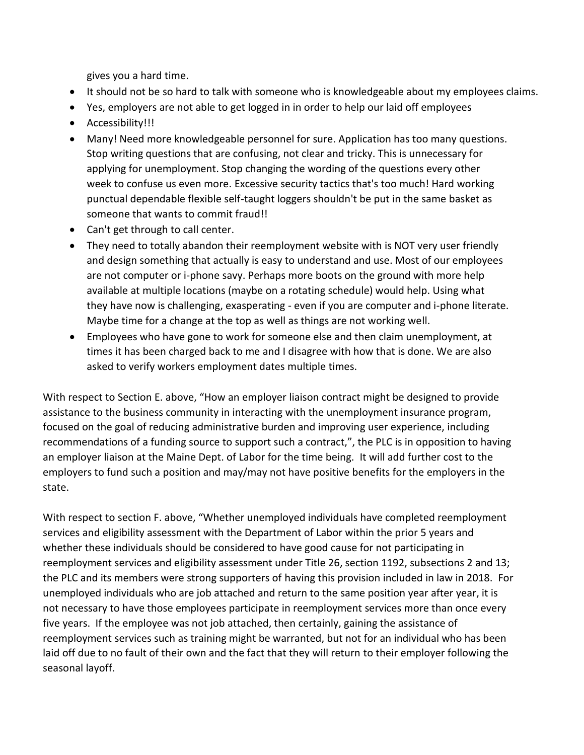gives you a hard time.

- It should not be so hard to talk with someone who is knowledgeable about my employees claims.
- Yes, employers are not able to get logged in in order to help our laid off employees
- Accessibility!!!
- Many! Need more knowledgeable personnel for sure. Application has too many questions. Stop writing questions that are confusing, not clear and tricky. This is unnecessary for applying for unemployment. Stop changing the wording of the questions every other week to confuse us even more. Excessive security tactics that's too much! Hard working punctual dependable flexible self-taught loggers shouldn't be put in the same basket as someone that wants to commit fraud!!
- Can't get through to call center.
- They need to totally abandon their reemployment website with is NOT very user friendly and design something that actually is easy to understand and use. Most of our employees are not computer or i-phone savy. Perhaps more boots on the ground with more help available at multiple locations (maybe on a rotating schedule) would help. Using what they have now is challenging, exasperating - even if you are computer and i-phone literate. Maybe time for a change at the top as well as things are not working well.
- Employees who have gone to work for someone else and then claim unemployment, at times it has been charged back to me and I disagree with how that is done. We are also asked to verify workers employment dates multiple times.

With respect to Section E. above, "How an employer liaison contract might be designed to provide assistance to the business community in interacting with the unemployment insurance program, focused on the goal of reducing administrative burden and improving user experience, including recommendations of a funding source to support such a contract,", the PLC is in opposition to having an employer liaison at the Maine Dept. of Labor for the time being. It will add further cost to the employers to fund such a position and may/may not have positive benefits for the employers in the state.

With respect to section F. above, "Whether unemployed individuals have completed reemployment services and eligibility assessment with the Department of Labor within the prior 5 years and whether these individuals should be considered to have good cause for not participating in reemployment services and eligibility assessment under Title 26, section 1192, subsections 2 and 13; the PLC and its members were strong supporters of having this provision included in law in 2018. For unemployed individuals who are job attached and return to the same position year after year, it is not necessary to have those employees participate in reemployment services more than once every five years. If the employee was not job attached, then certainly, gaining the assistance of reemployment services such as training might be warranted, but not for an individual who has been laid off due to no fault of their own and the fact that they will return to their employer following the seasonal layoff.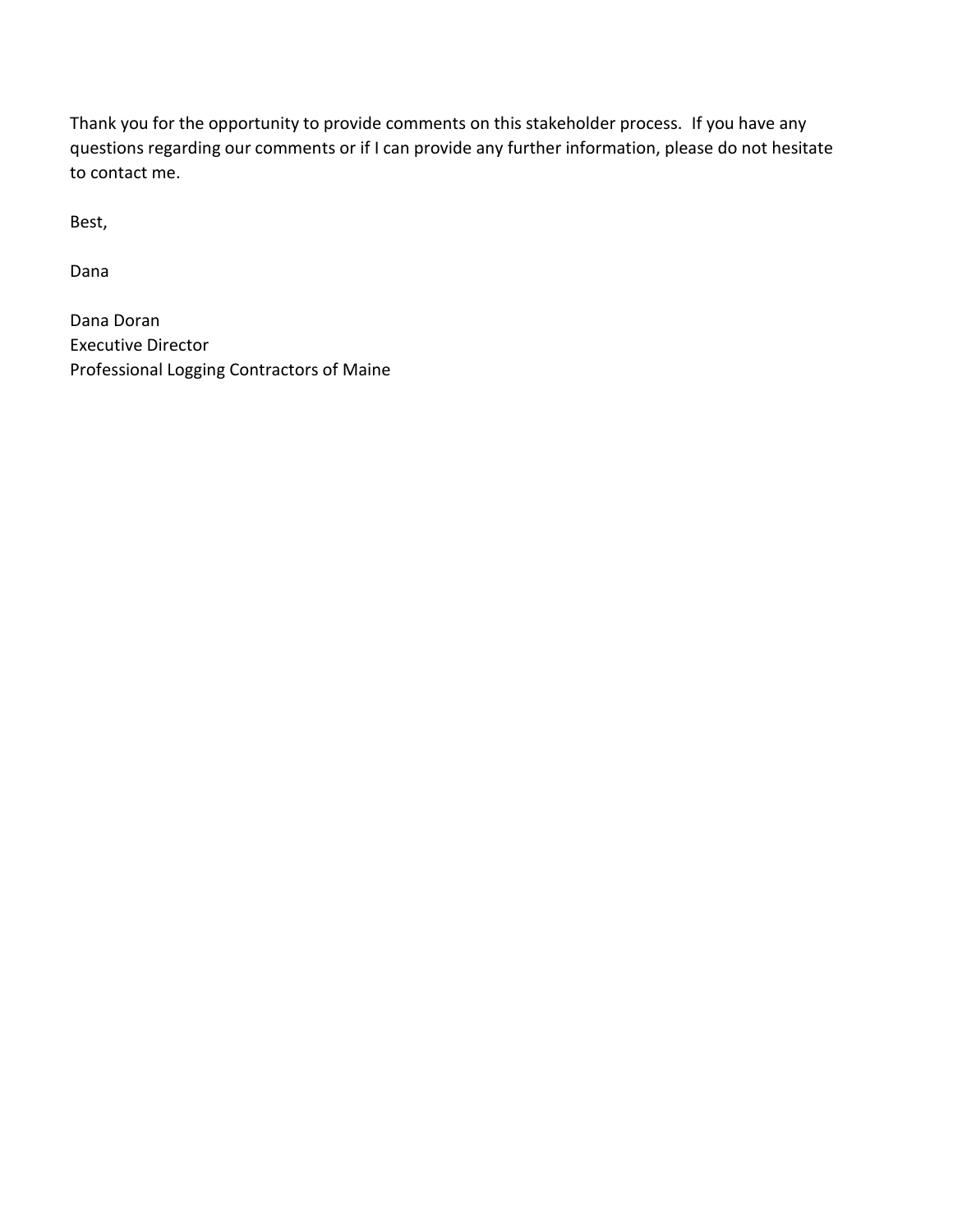Thank you for the opportunity to provide comments on this stakeholder process. If you have any questions regarding our comments or if I can provide any further information, please do not hesitate to contact me.

Best,

Dana

Dana Doran
Executive Director
Professional Logging Contractors of Maine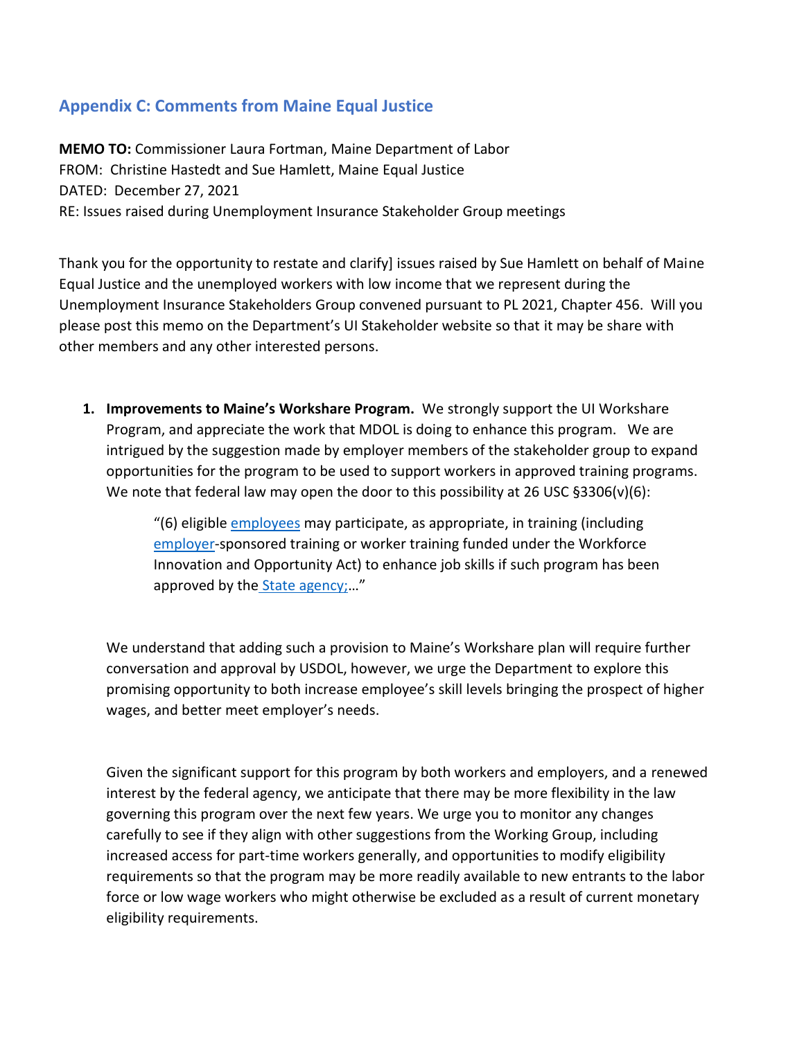## Appendix C: Comments from Maine Equal Justice

**MEMO TO:** Commissioner Laura Fortman, Maine Department of Labor
FROM: Christine Hastedt and Sue Hamlett, Maine Equal Justice
DATED: December 27, 2021
RE: Issues raised during Unemployment Insurance Stakeholder Group meetings

Thank you for the opportunity to restate and clarify] issues raised by Sue Hamlett on behalf of Maine Equal Justice and the unemployed workers with low income that we represent during the Unemployment Insurance Stakeholders Group convened pursuant to PL 2021, Chapter 456. Will you please post this memo on the Department's UI Stakeholder website so that it may be share with other members and any other interested persons.

1. **Improvements to Maine's Workshare Program.** We strongly support the UI Workshare Program, and appreciate the work that MDOL is doing to enhance this program. We are intrigued by the suggestion made by employer members of the stakeholder group to expand opportunities for the program to be used to support workers in approved training programs. We note that federal law may open the door to this possibility at 26 USC §3306(v)(6):

   > "(6) eligible employees may participate, as appropriate, in training (including employer-sponsored training or worker training funded under the Workforce Innovation and Opportunity Act) to enhance job skills if such program has been approved by the State agency;…"

   We understand that adding such a provision to Maine's Workshare plan will require further conversation and approval by USDOL, however, we urge the Department to explore this promising opportunity to both increase employee's skill levels bringing the prospect of higher wages, and better meet employer's needs.

   Given the significant support for this program by both workers and employers, and a renewed interest by the federal agency, we anticipate that there may be more flexibility in the law governing this program over the next few years. We urge you to monitor any changes carefully to see if they align with other suggestions from the Working Group, including increased access for part-time workers generally, and opportunities to modify eligibility requirements so that the program may be more readily available to new entrants to the labor force or low wage workers who might otherwise be excluded as a result of current monetary eligibility requirements.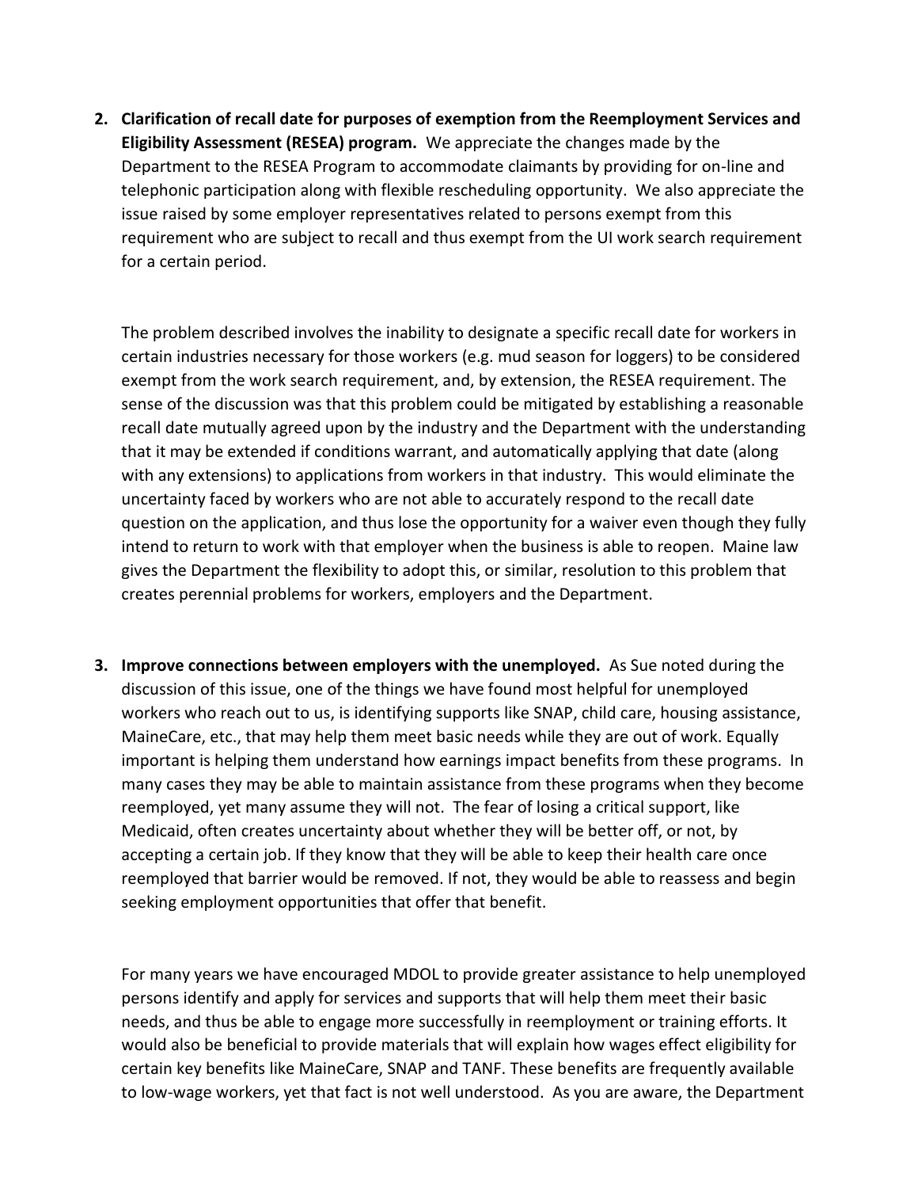2. **Clarification of recall date for purposes of exemption from the Reemployment Services and Eligibility Assessment (RESEA) program.** We appreciate the changes made by the Department to the RESEA Program to accommodate claimants by providing for on-line and telephonic participation along with flexible rescheduling opportunity. We also appreciate the issue raised by some employer representatives related to persons exempt from this requirement who are subject to recall and thus exempt from the UI work search requirement for a certain period.

   The problem described involves the inability to designate a specific recall date for workers in certain industries necessary for those workers (e.g. mud season for loggers) to be considered exempt from the work search requirement, and, by extension, the RESEA requirement. The sense of the discussion was that this problem could be mitigated by establishing a reasonable recall date mutually agreed upon by the industry and the Department with the understanding that it may be extended if conditions warrant, and automatically applying that date (along with any extensions) to applications from workers in that industry. This would eliminate the uncertainty faced by workers who are not able to accurately respond to the recall date question on the application, and thus lose the opportunity for a waiver even though they fully intend to return to work with that employer when the business is able to reopen. Maine law gives the Department the flexibility to adopt this, or similar, resolution to this problem that creates perennial problems for workers, employers and the Department.

3. **Improve connections between employers with the unemployed.** As Sue noted during the discussion of this issue, one of the things we have found most helpful for unemployed workers who reach out to us, is identifying supports like SNAP, child care, housing assistance, MaineCare, etc., that may help them meet basic needs while they are out of work. Equally important is helping them understand how earnings impact benefits from these programs. In many cases they may be able to maintain assistance from these programs when they become reemployed, yet many assume they will not. The fear of losing a critical support, like Medicaid, often creates uncertainty about whether they will be better off, or not, by accepting a certain job. If they know that they will be able to keep their health care once reemployed that barrier would be removed. If not, they would be able to reassess and begin seeking employment opportunities that offer that benefit.

   For many years we have encouraged MDOL to provide greater assistance to help unemployed persons identify and apply for services and supports that will help them meet their basic needs, and thus be able to engage more successfully in reemployment or training efforts. It would also be beneficial to provide materials that will explain how wages effect eligibility for certain key benefits like MaineCare, SNAP and TANF. These benefits are frequently available to low-wage workers, yet that fact is not well understood. As you are aware, the Department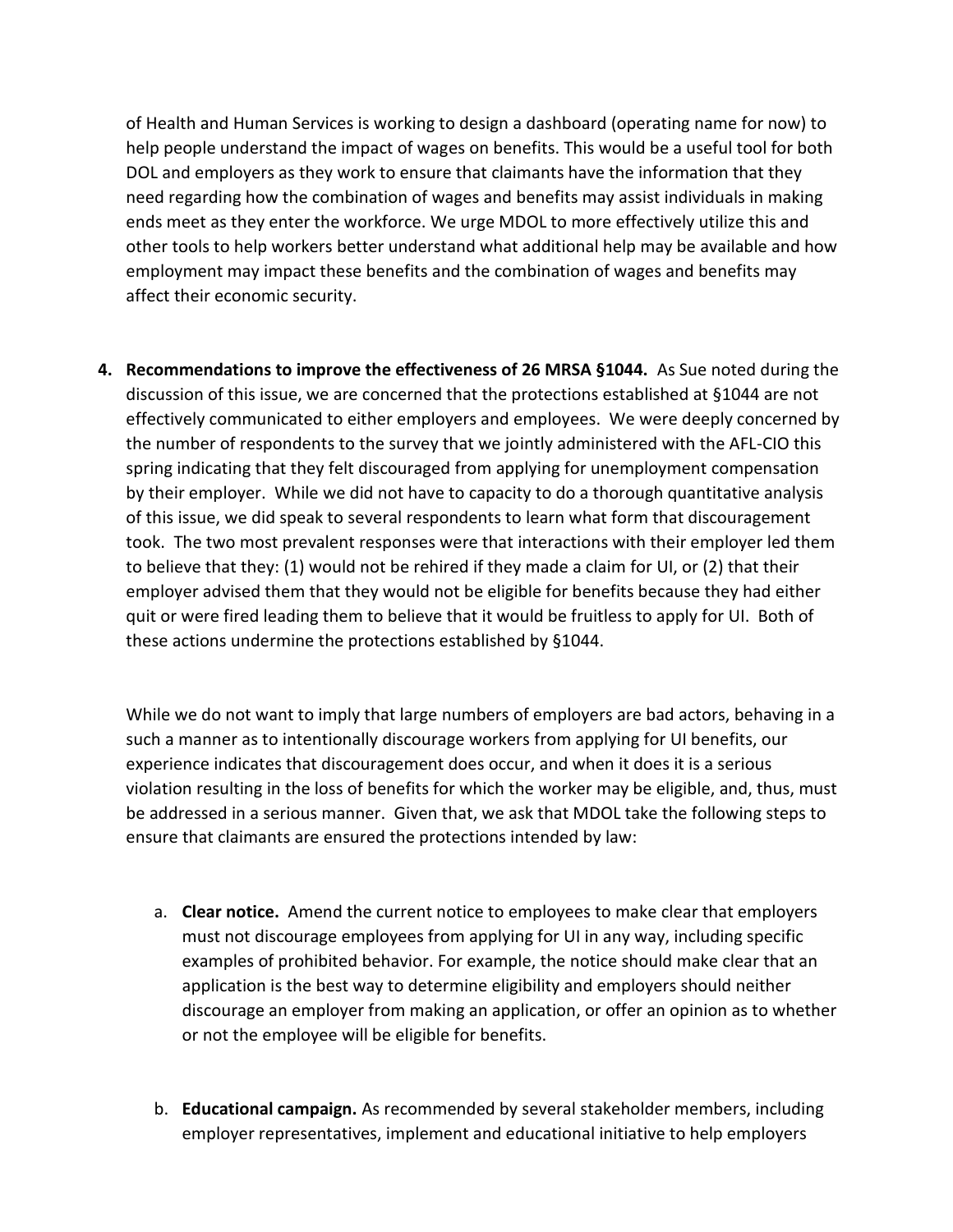of Health and Human Services is working to design a dashboard (operating name for now) to help people understand the impact of wages on benefits. This would be a useful tool for both DOL and employers as they work to ensure that claimants have the information that they need regarding how the combination of wages and benefits may assist individuals in making ends meet as they enter the workforce. We urge MDOL to more effectively utilize this and other tools to help workers better understand what additional help may be available and how employment may impact these benefits and the combination of wages and benefits may affect their economic security.

4. **Recommendations to improve the effectiveness of 26 MRSA §1044.** As Sue noted during the discussion of this issue, we are concerned that the protections established at §1044 are not effectively communicated to either employers and employees. We were deeply concerned by the number of respondents to the survey that we jointly administered with the AFL-CIO this spring indicating that they felt discouraged from applying for unemployment compensation by their employer. While we did not have to capacity to do a thorough quantitative analysis of this issue, we did speak to several respondents to learn what form that discouragement took. The two most prevalent responses were that interactions with their employer led them to believe that they: (1) would not be rehired if they made a claim for UI, or (2) that their employer advised them that they would not be eligible for benefits because they had either quit or were fired leading them to believe that it would be fruitless to apply for UI. Both of these actions undermine the protections established by §1044.

   While we do not want to imply that large numbers of employers are bad actors, behaving in a such a manner as to intentionally discourage workers from applying for UI benefits, our experience indicates that discouragement does occur, and when it does it is a serious violation resulting in the loss of benefits for which the worker may be eligible, and, thus, must be addressed in a serious manner. Given that, we ask that MDOL take the following steps to ensure that claimants are ensured the protections intended by law:

   a. **Clear notice.** Amend the current notice to employees to make clear that employers must not discourage employees from applying for UI in any way, including specific examples of prohibited behavior. For example, the notice should make clear that an application is the best way to determine eligibility and employers should neither discourage an employer from making an application, or offer an opinion as to whether or not the employee will be eligible for benefits.

   b. **Educational campaign.** As recommended by several stakeholder members, including employer representatives, implement and educational initiative to help employers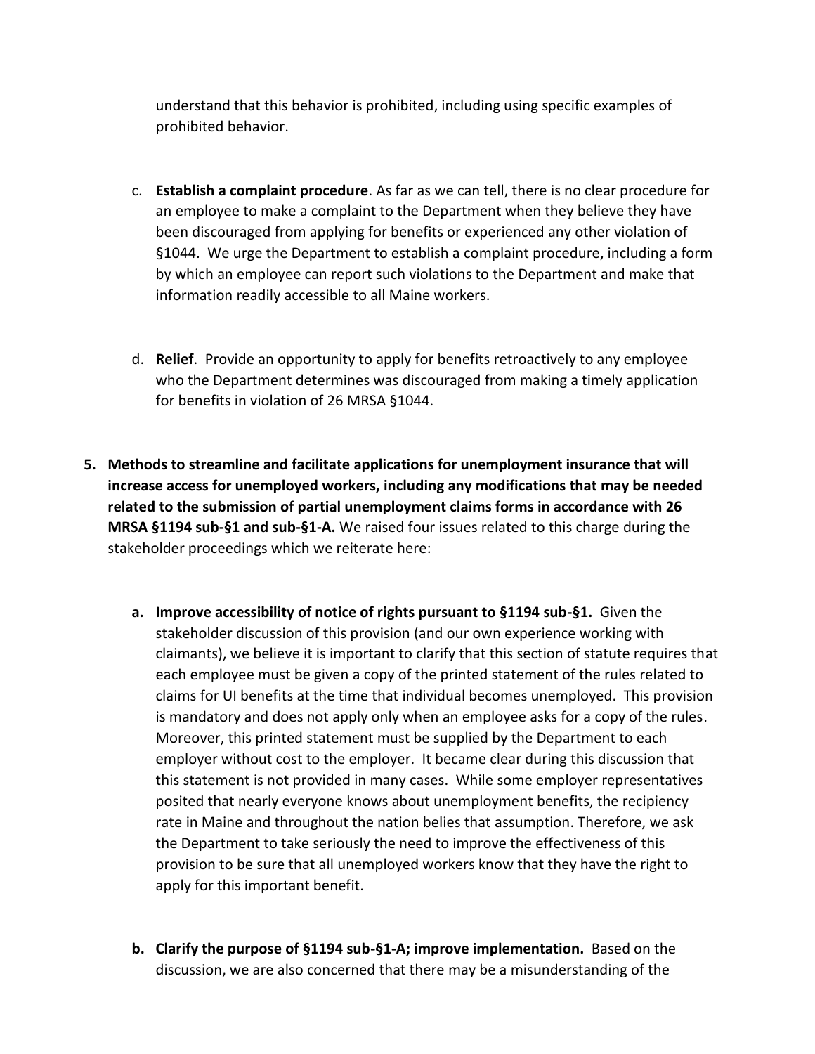understand that this behavior is prohibited, including using specific examples of prohibited behavior.

c. **Establish a complaint procedure**. As far as we can tell, there is no clear procedure for an employee to make a complaint to the Department when they believe they have been discouraged from applying for benefits or experienced any other violation of §1044. We urge the Department to establish a complaint procedure, including a form by which an employee can report such violations to the Department and make that information readily accessible to all Maine workers.

d. **Relief**. Provide an opportunity to apply for benefits retroactively to any employee who the Department determines was discouraged from making a timely application for benefits in violation of 26 MRSA §1044.

5. **Methods to streamline and facilitate applications for unemployment insurance that will increase access for unemployed workers, including any modifications that may be needed related to the submission of partial unemployment claims forms in accordance with 26 MRSA §1194 sub-§1 and sub-§1-A.** We raised four issues related to this charge during the stakeholder proceedings which we reiterate here:

   a. **Improve accessibility of notice of rights pursuant to §1194 sub-§1.** Given the stakeholder discussion of this provision (and our own experience working with claimants), we believe it is important to clarify that this section of statute requires that each employee must be given a copy of the printed statement of the rules related to claims for UI benefits at the time that individual becomes unemployed. This provision is mandatory and does not apply only when an employee asks for a copy of the rules. Moreover, this printed statement must be supplied by the Department to each employer without cost to the employer. It became clear during this discussion that this statement is not provided in many cases. While some employer representatives posited that nearly everyone knows about unemployment benefits, the recipiency rate in Maine and throughout the nation belies that assumption. Therefore, we ask the Department to take seriously the need to improve the effectiveness of this provision to be sure that all unemployed workers know that they have the right to apply for this important benefit.

   b. **Clarify the purpose of §1194 sub-§1-A; improve implementation.** Based on the discussion, we are also concerned that there may be a misunderstanding of the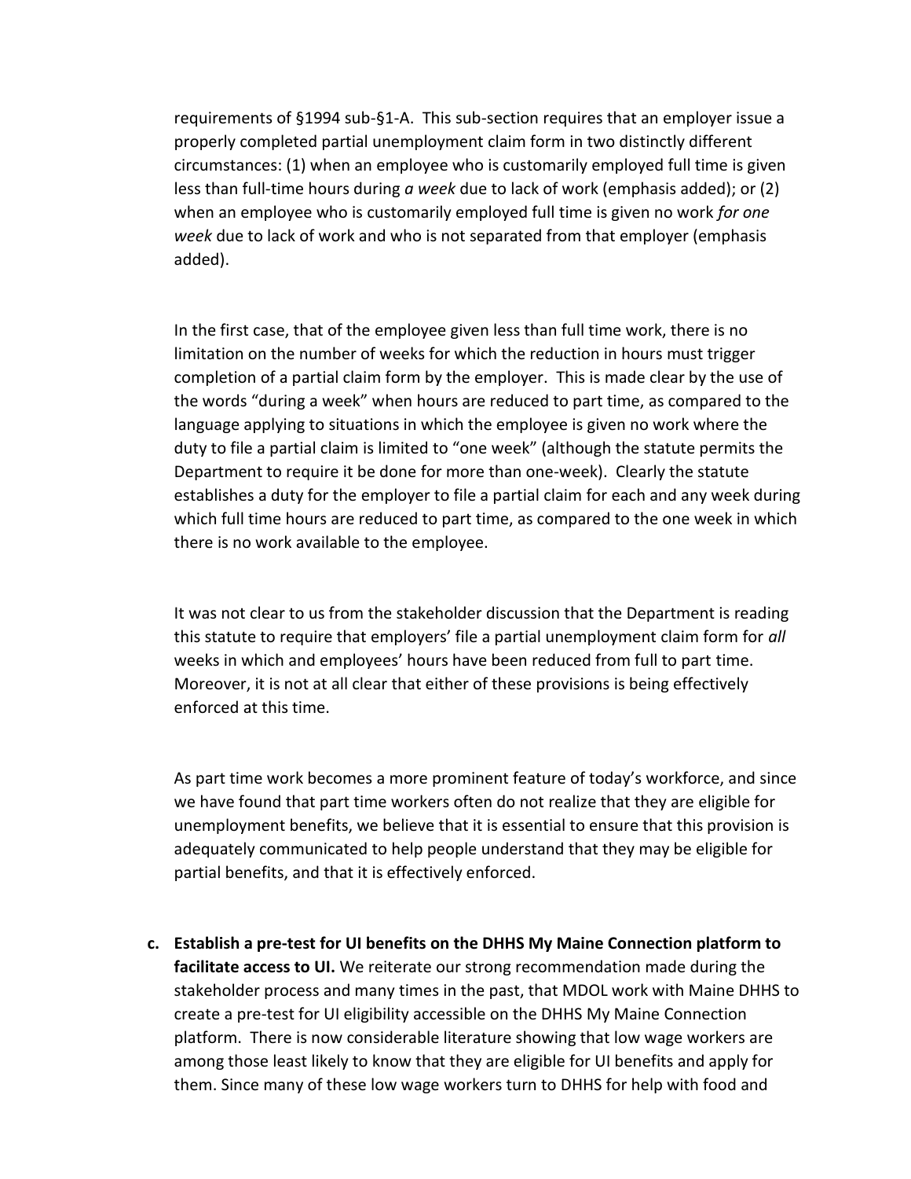requirements of §1994 sub-§1-A. This sub-section requires that an employer issue a properly completed partial unemployment claim form in two distinctly different circumstances: (1) when an employee who is customarily employed full time is given less than full-time hours during *a week* due to lack of work (emphasis added); or (2) when an employee who is customarily employed full time is given no work *for one week* due to lack of work and who is not separated from that employer (emphasis added).

In the first case, that of the employee given less than full time work, there is no limitation on the number of weeks for which the reduction in hours must trigger completion of a partial claim form by the employer. This is made clear by the use of the words "during a week" when hours are reduced to part time, as compared to the language applying to situations in which the employee is given no work where the duty to file a partial claim is limited to "one week" (although the statute permits the Department to require it be done for more than one-week). Clearly the statute establishes a duty for the employer to file a partial claim for each and any week during which full time hours are reduced to part time, as compared to the one week in which there is no work available to the employee.

It was not clear to us from the stakeholder discussion that the Department is reading this statute to require that employers' file a partial unemployment claim form for *all* weeks in which and employees' hours have been reduced from full to part time. Moreover, it is not at all clear that either of these provisions is being effectively enforced at this time.

As part time work becomes a more prominent feature of today's workforce, and since we have found that part time workers often do not realize that they are eligible for unemployment benefits, we believe that it is essential to ensure that this provision is adequately communicated to help people understand that they may be eligible for partial benefits, and that it is effectively enforced.

c. **Establish a pre-test for UI benefits on the DHHS My Maine Connection platform to facilitate access to UI.** We reiterate our strong recommendation made during the stakeholder process and many times in the past, that MDOL work with Maine DHHS to create a pre-test for UI eligibility accessible on the DHHS My Maine Connection platform. There is now considerable literature showing that low wage workers are among those least likely to know that they are eligible for UI benefits and apply for them. Since many of these low wage workers turn to DHHS for help with food and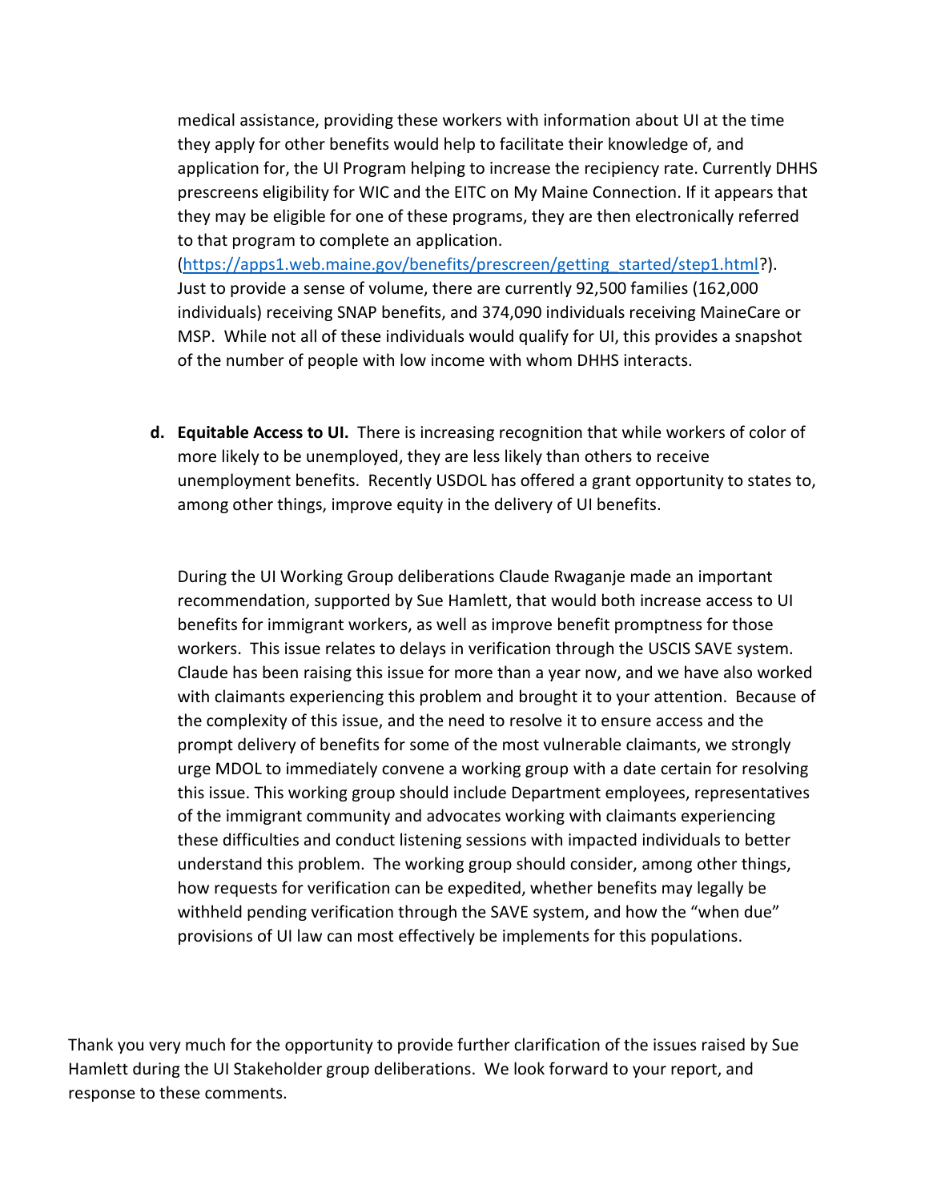medical assistance, providing these workers with information about UI at the time they apply for other benefits would help to facilitate their knowledge of, and application for, the UI Program helping to increase the recipiency rate. Currently DHHS prescreens eligibility for WIC and the EITC on My Maine Connection. If it appears that they may be eligible for one of these programs, they are then electronically referred to that program to complete an application. (https://apps1.web.maine.gov/benefits/prescreen/getting_started/step1.html?). Just to provide a sense of volume, there are currently 92,500 families (162,000 individuals) receiving SNAP benefits, and 374,090 individuals receiving MaineCare or MSP. While not all of these individuals would qualify for UI, this provides a snapshot of the number of people with low income with whom DHHS interacts.

**d. Equitable Access to UI.** There is increasing recognition that while workers of color of more likely to be unemployed, they are less likely than others to receive unemployment benefits. Recently USDOL has offered a grant opportunity to states to, among other things, improve equity in the delivery of UI benefits.

During the UI Working Group deliberations Claude Rwaganje made an important recommendation, supported by Sue Hamlett, that would both increase access to UI benefits for immigrant workers, as well as improve benefit promptness for those workers. This issue relates to delays in verification through the USCIS SAVE system. Claude has been raising this issue for more than a year now, and we have also worked with claimants experiencing this problem and brought it to your attention. Because of the complexity of this issue, and the need to resolve it to ensure access and the prompt delivery of benefits for some of the most vulnerable claimants, we strongly urge MDOL to immediately convene a working group with a date certain for resolving this issue. This working group should include Department employees, representatives of the immigrant community and advocates working with claimants experiencing these difficulties and conduct listening sessions with impacted individuals to better understand this problem. The working group should consider, among other things, how requests for verification can be expedited, whether benefits may legally be withheld pending verification through the SAVE system, and how the "when due" provisions of UI law can most effectively be implements for this populations.

Thank you very much for the opportunity to provide further clarification of the issues raised by Sue Hamlett during the UI Stakeholder group deliberations. We look forward to your report, and response to these comments.